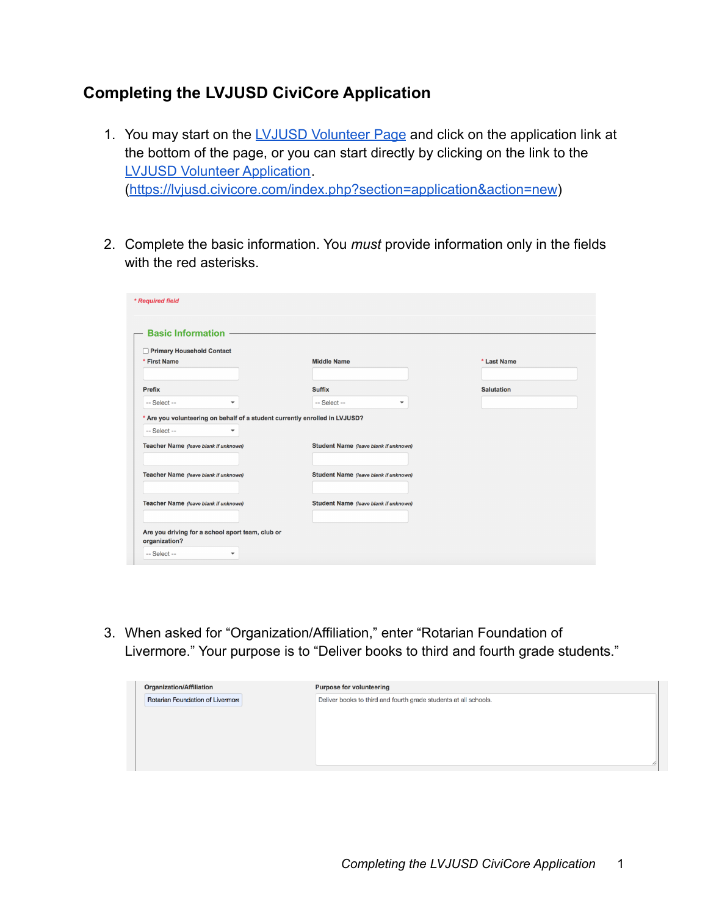## Completing the LVJUSD CiviCore Application

1. You may start on the [LVJUSD Volunteer Page]() and click on the application link at the bottom of the page, or you can start directly by clicking on the link to the [LVJUSD Volunteer Application](). ([https://lvjusd.civicore.com/index.php?section=application&action=new](https://lvjusd.civicore.com/index.php?section=application&action=new))

2. Complete the basic information. You *must* provide information only in the fields with the red asterisks.

   * Required field

   **Basic Information**

   - [ ] Primary Household Contact

   | * First Name | Middle Name | * Last Name |
   | --- | --- | --- |
   | | | |
   | **Prefix** | **Suffix** | **Salutation** |
   | -- Select -- | -- Select -- | |

   \* Are you volunteering on behalf of a student currently enrolled in LVJUSD?
   -- Select --

   | Teacher Name *(leave blank if unknown)* | Student Name *(leave blank if unknown)* |
   | --- | --- |
   | | |
   | **Teacher Name** *(leave blank if unknown)* | **Student Name** *(leave blank if unknown)* |
   | | |
   | **Teacher Name** *(leave blank if unknown)* | **Student Name** *(leave blank if unknown)* |
   | | |

   Are you driving for a school sport team, club or organization?
   -- Select --

3. When asked for "Organization/Affiliation," enter "Rotarian Foundation of Livermore." Your purpose is to "Deliver books to third and fourth grade students."

   | Organization/Affiliation | Purpose for volunteering |
   | --- | --- |
   | Rotarian Foundation of Livermore | Deliver books to third and fourth grade students at all schools. |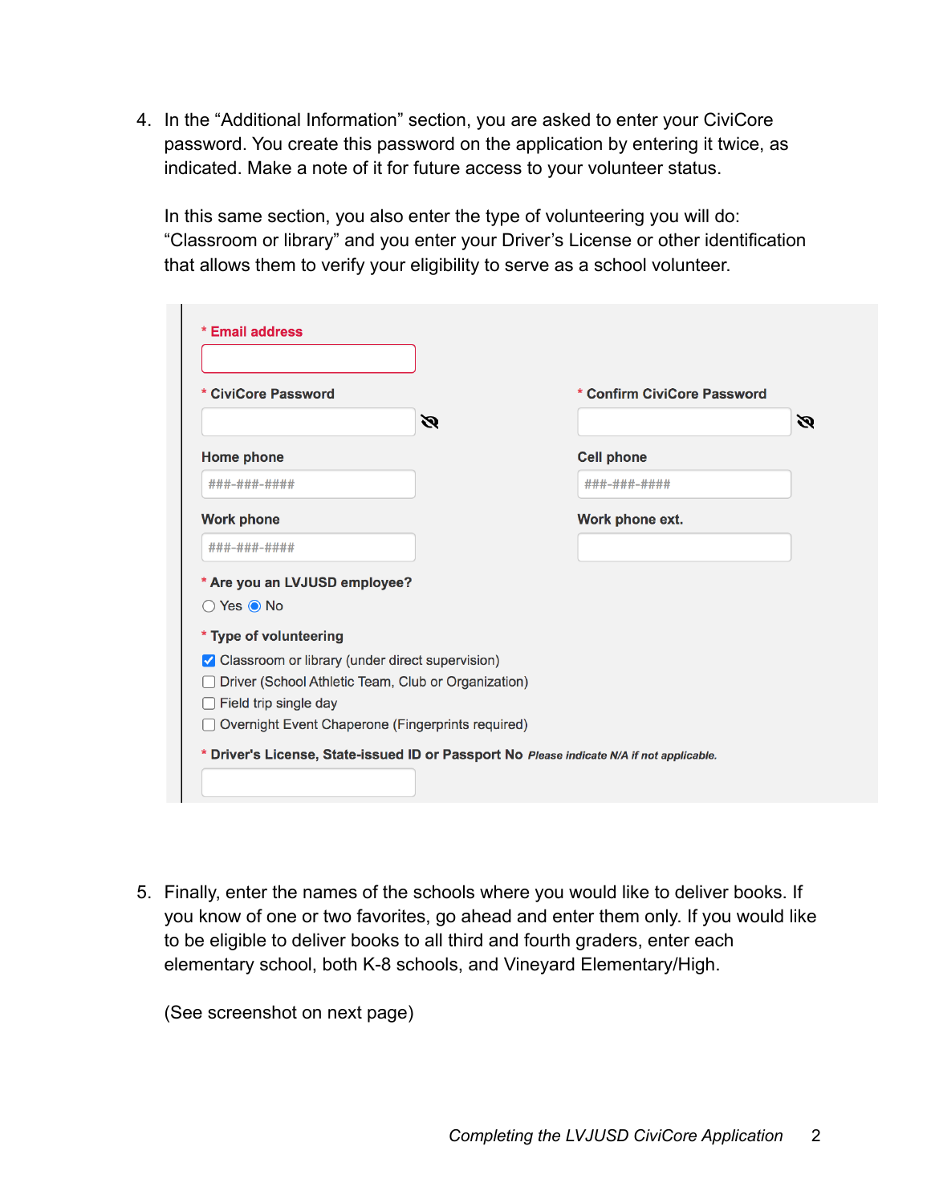4. In the “Additional Information” section, you are asked to enter your CiviCore password. You create this password on the application by entering it twice, as indicated. Make a note of it for future access to your volunteer status.

   In this same section, you also enter the type of volunteering you will do: “Classroom or library” and you enter your Driver’s License or other identification that allows them to verify your eligibility to serve as a school volunteer.

   \* **Email address**

   \* **CiviCore Password**

   \* **Confirm CiviCore Password**

   **Home phone**
   ###-###-####

   **Cell phone**
   ###-###-####

   **Work phone**
   ###-###-####

   **Work phone ext.**

   \* **Are you an LVJUSD employee?**
   ○ Yes ◉ No

   \* **Type of volunteering**
   - [x] Classroom or library (under direct supervision)
   - [ ] Driver (School Athletic Team, Club or Organization)
   - [ ] Field trip single day
   - [ ] Overnight Event Chaperone (Fingerprints required)

   \* **Driver's License, State-issued ID or Passport No** *Please indicate N/A if not applicable.*

5. Finally, enter the names of the schools where you would like to deliver books. If you know of one or two favorites, go ahead and enter them only. If you would like to be eligible to deliver books to all third and fourth graders, enter each elementary school, both K-8 schools, and Vineyard Elementary/High.

   (See screenshot on next page)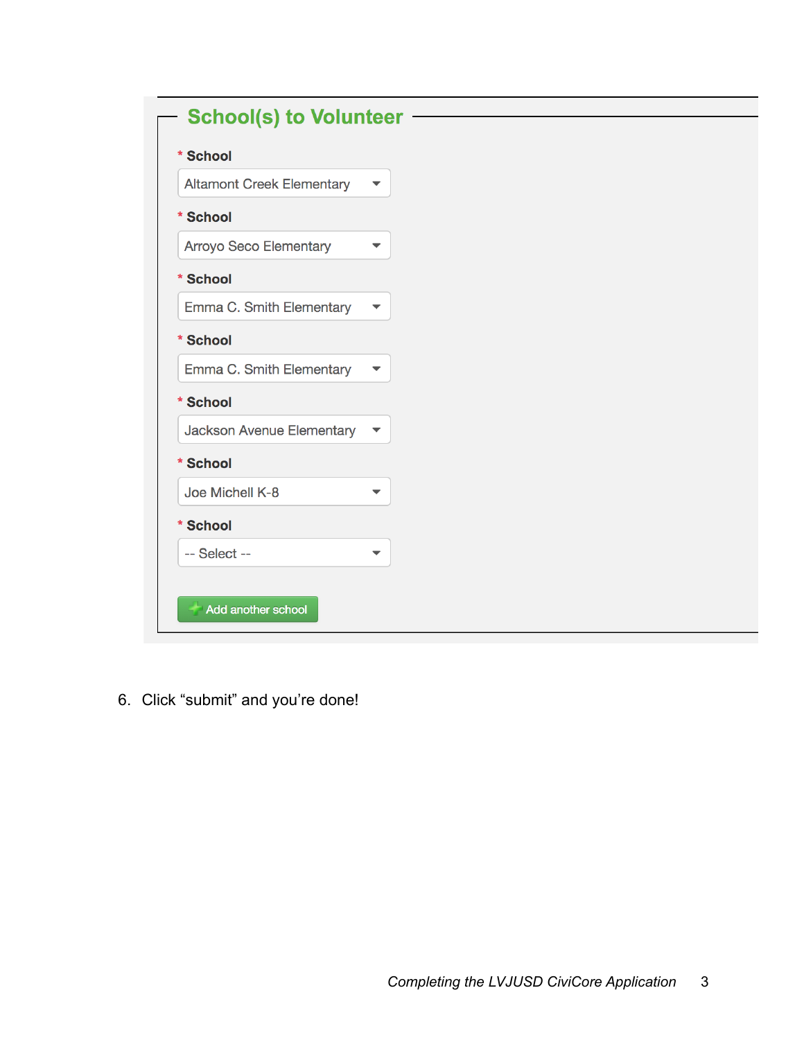## School(s) to Volunteer

\* **School**

Altamont Creek Elementary

\* **School**

Arroyo Seco Elementary

\* **School**

Emma C. Smith Elementary

\* **School**

Emma C. Smith Elementary

\* **School**

Jackson Avenue Elementary

\* **School**

Joe Michell K-8

\* **School**

-- Select --

Add another school

6. Click “submit” and you’re done!